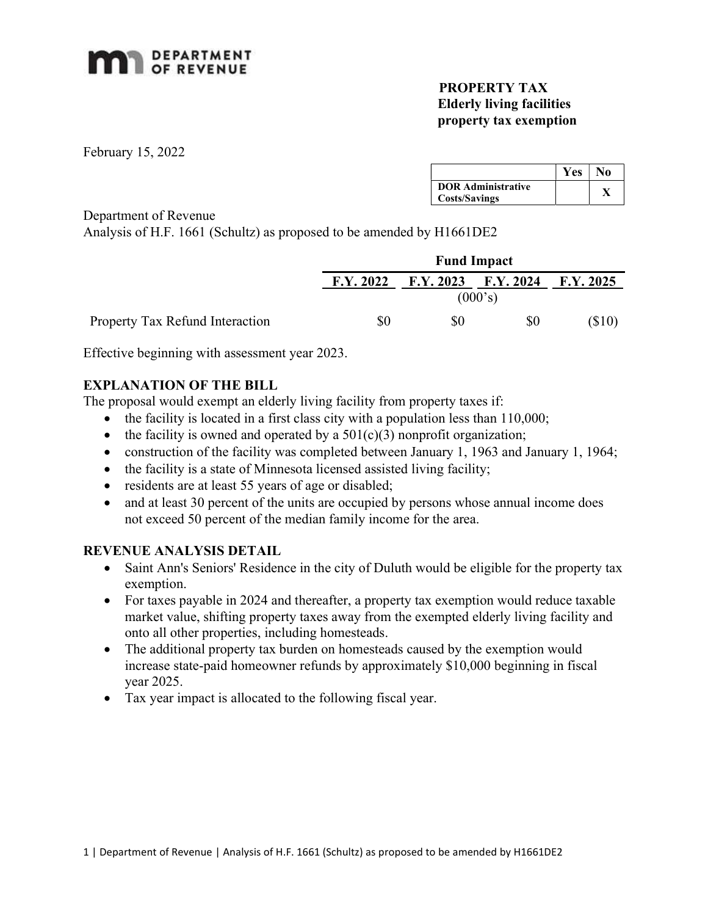DEPARTMENT OF REVENUE

**PROPERTY TAX**
**Elderly living facilities property tax exemption**

February 15, 2022

| | Yes | No |
|---|---|---|
| **DOR Administrative Costs/Savings** | | X |

Department of Revenue
Analysis of H.F. 1661 (Schultz) as proposed to be amended by H1661DE2

| | Fund Impact | | | |
|---|---|---|---|---|
| | **F.Y. 2022** | **F.Y. 2023** | **F.Y. 2024** | **F.Y. 2025** |
| | (000's) | | | |
| Property Tax Refund Interaction | $0 | $0 | $0 | ($10) |

Effective beginning with assessment year 2023.

## EXPLANATION OF THE BILL

The proposal would exempt an elderly living facility from property taxes if:

- the facility is located in a first class city with a population less than 110,000;
- the facility is owned and operated by a 501(c)(3) nonprofit organization;
- construction of the facility was completed between January 1, 1963 and January 1, 1964;
- the facility is a state of Minnesota licensed assisted living facility;
- residents are at least 55 years of age or disabled;
- and at least 30 percent of the units are occupied by persons whose annual income does not exceed 50 percent of the median family income for the area.

## REVENUE ANALYSIS DETAIL

- Saint Ann's Seniors' Residence in the city of Duluth would be eligible for the property tax exemption.
- For taxes payable in 2024 and thereafter, a property tax exemption would reduce taxable market value, shifting property taxes away from the exempted elderly living facility and onto all other properties, including homesteads.
- The additional property tax burden on homesteads caused by the exemption would increase state-paid homeowner refunds by approximately $10,000 beginning in fiscal year 2025.
- Tax year impact is allocated to the following fiscal year.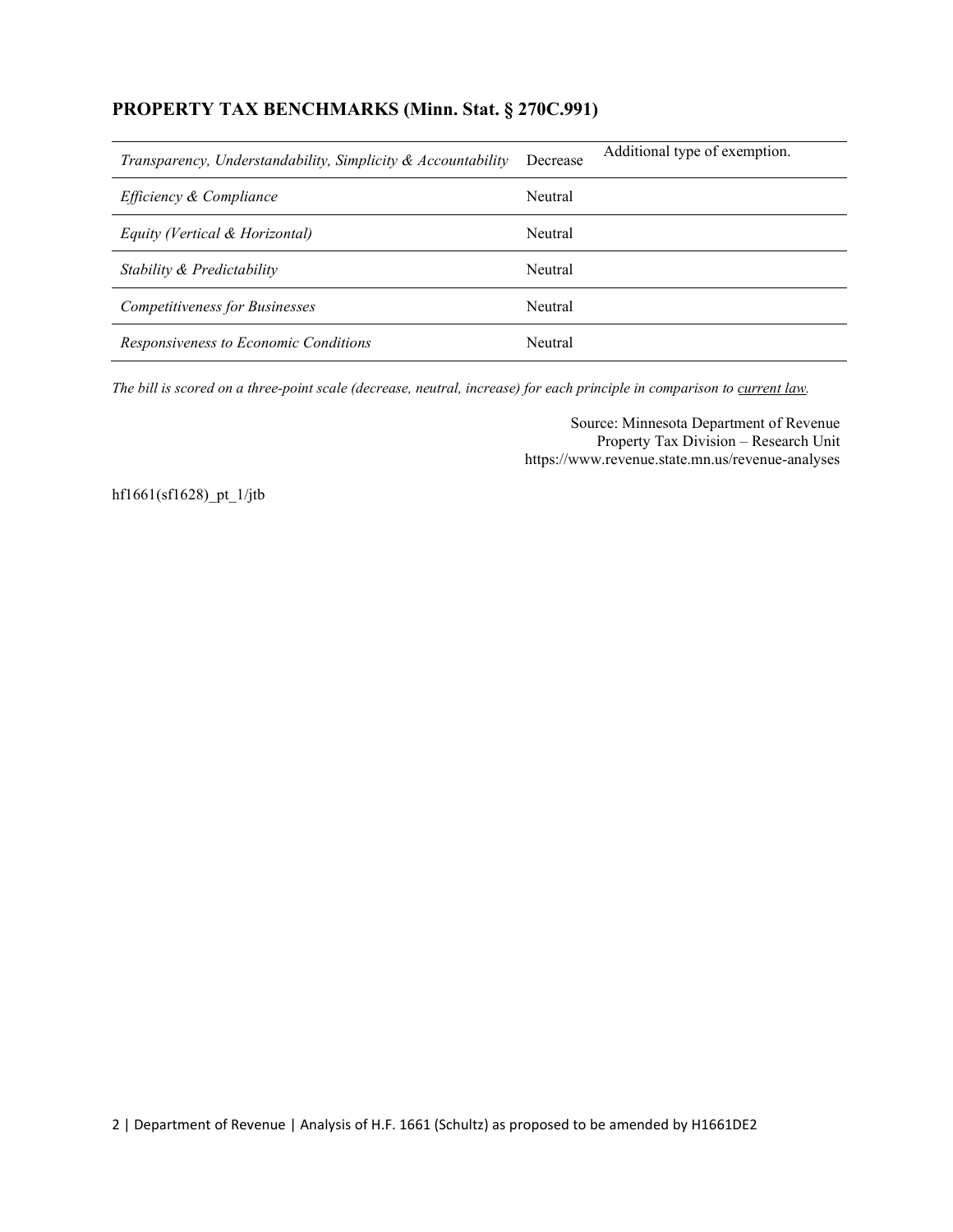## PROPERTY TAX BENCHMARKS (Minn. Stat. § 270C.991)

| | | |
|---|---|---|
| *Transparency, Understandability, Simplicity & Accountability* | Decrease | Additional type of exemption. |
| *Efficiency & Compliance* | Neutral | |
| *Equity (Vertical & Horizontal)* | Neutral | |
| *Stability & Predictability* | Neutral | |
| *Competitiveness for Businesses* | Neutral | |
| *Responsiveness to Economic Conditions* | Neutral | |

*The bill is scored on a three-point scale (decrease, neutral, increase) for each principle in comparison to current law.*

Source: Minnesota Department of Revenue
Property Tax Division – Research Unit
https://www.revenue.state.mn.us/revenue-analyses

hf1661(sf1628)_pt_1/jtb